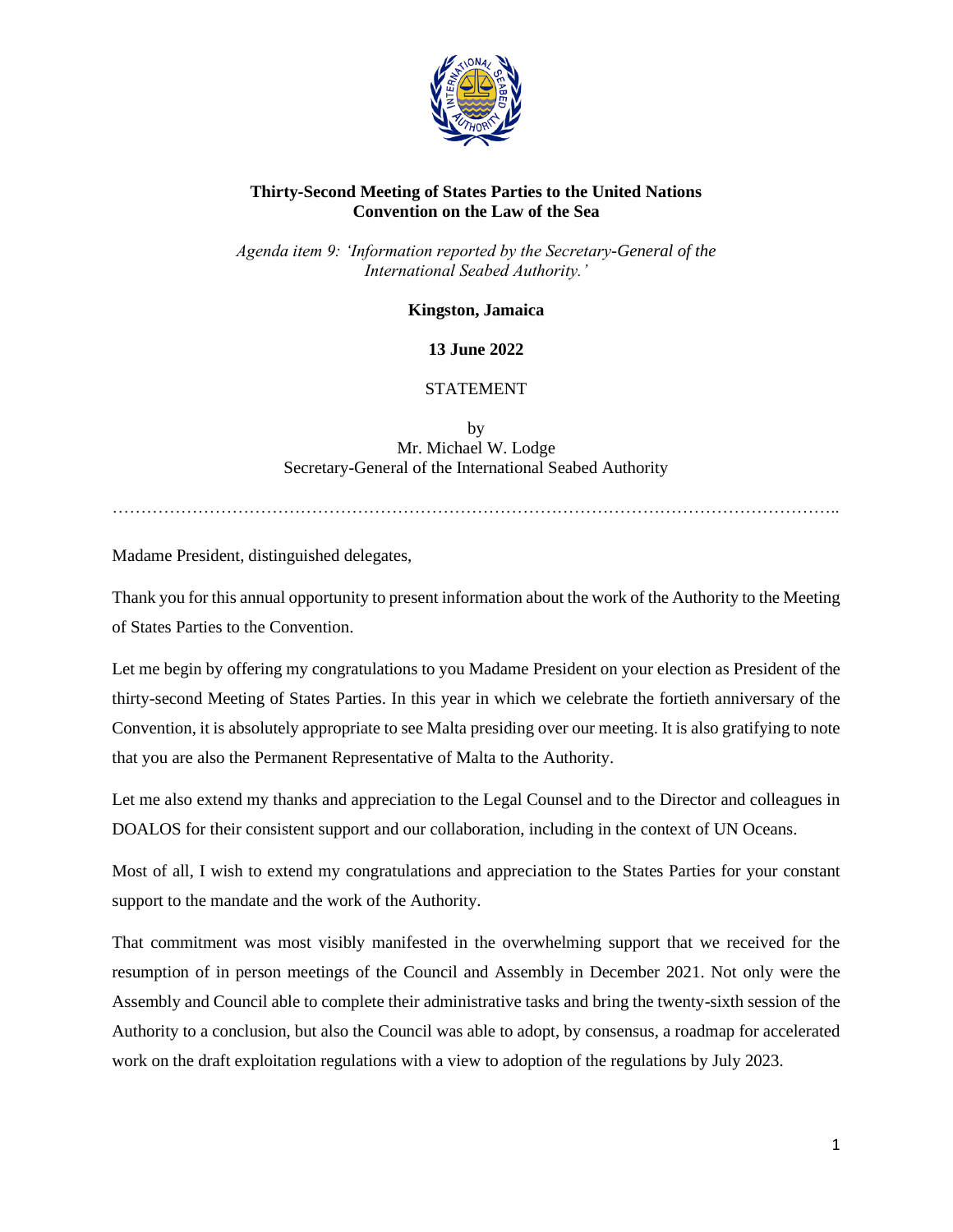**Thirty-Second Meeting of States Parties to the United Nations Convention on the Law of the Sea**

*Agenda item 9: 'Information reported by the Secretary-General of the International Seabed Authority.'*

**Kingston, Jamaica**

**13 June 2022**

STATEMENT

by
Mr. Michael W. Lodge
Secretary-General of the International Seabed Authority

---

Madame President, distinguished delegates,

Thank you for this annual opportunity to present information about the work of the Authority to the Meeting of States Parties to the Convention.

Let me begin by offering my congratulations to you Madame President on your election as President of the thirty-second Meeting of States Parties. In this year in which we celebrate the fortieth anniversary of the Convention, it is absolutely appropriate to see Malta presiding over our meeting. It is also gratifying to note that you are also the Permanent Representative of Malta to the Authority.

Let me also extend my thanks and appreciation to the Legal Counsel and to the Director and colleagues in DOALOS for their consistent support and our collaboration, including in the context of UN Oceans.

Most of all, I wish to extend my congratulations and appreciation to the States Parties for your constant support to the mandate and the work of the Authority.

That commitment was most visibly manifested in the overwhelming support that we received for the resumption of in person meetings of the Council and Assembly in December 2021. Not only were the Assembly and Council able to complete their administrative tasks and bring the twenty-sixth session of the Authority to a conclusion, but also the Council was able to adopt, by consensus, a roadmap for accelerated work on the draft exploitation regulations with a view to adoption of the regulations by July 2023.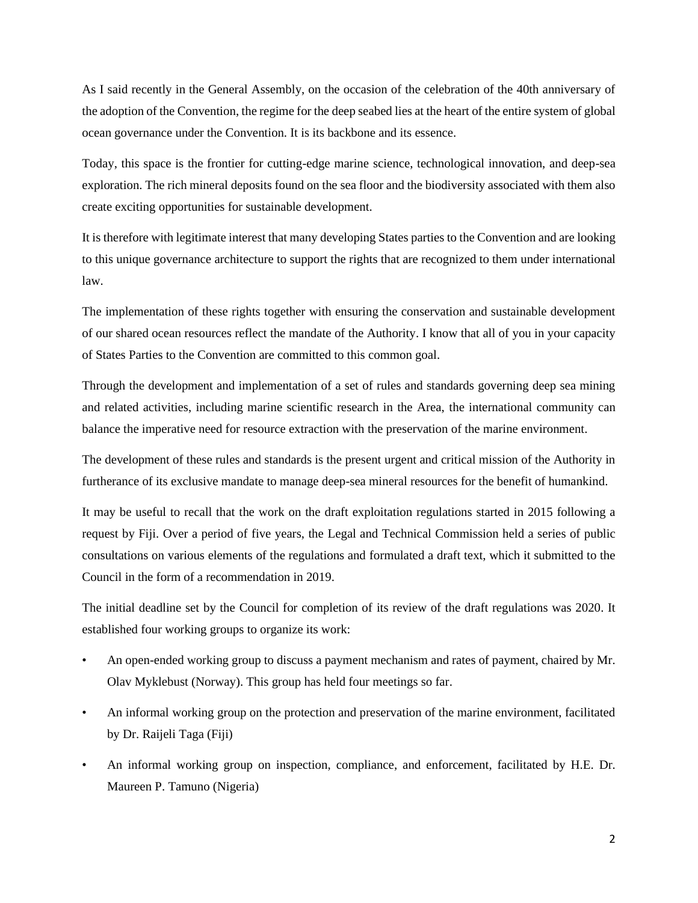As I said recently in the General Assembly, on the occasion of the celebration of the 40th anniversary of the adoption of the Convention, the regime for the deep seabed lies at the heart of the entire system of global ocean governance under the Convention. It is its backbone and its essence.

Today, this space is the frontier for cutting-edge marine science, technological innovation, and deep-sea exploration. The rich mineral deposits found on the sea floor and the biodiversity associated with them also create exciting opportunities for sustainable development.

It is therefore with legitimate interest that many developing States parties to the Convention and are looking to this unique governance architecture to support the rights that are recognized to them under international law.

The implementation of these rights together with ensuring the conservation and sustainable development of our shared ocean resources reflect the mandate of the Authority. I know that all of you in your capacity of States Parties to the Convention are committed to this common goal.

Through the development and implementation of a set of rules and standards governing deep sea mining and related activities, including marine scientific research in the Area, the international community can balance the imperative need for resource extraction with the preservation of the marine environment.

The development of these rules and standards is the present urgent and critical mission of the Authority in furtherance of its exclusive mandate to manage deep-sea mineral resources for the benefit of humankind.

It may be useful to recall that the work on the draft exploitation regulations started in 2015 following a request by Fiji. Over a period of five years, the Legal and Technical Commission held a series of public consultations on various elements of the regulations and formulated a draft text, which it submitted to the Council in the form of a recommendation in 2019.

The initial deadline set by the Council for completion of its review of the draft regulations was 2020. It established four working groups to organize its work:

- An open-ended working group to discuss a payment mechanism and rates of payment, chaired by Mr. Olav Myklebust (Norway). This group has held four meetings so far.
- An informal working group on the protection and preservation of the marine environment, facilitated by Dr. Raijeli Taga (Fiji)
- An informal working group on inspection, compliance, and enforcement, facilitated by H.E. Dr. Maureen P. Tamuno (Nigeria)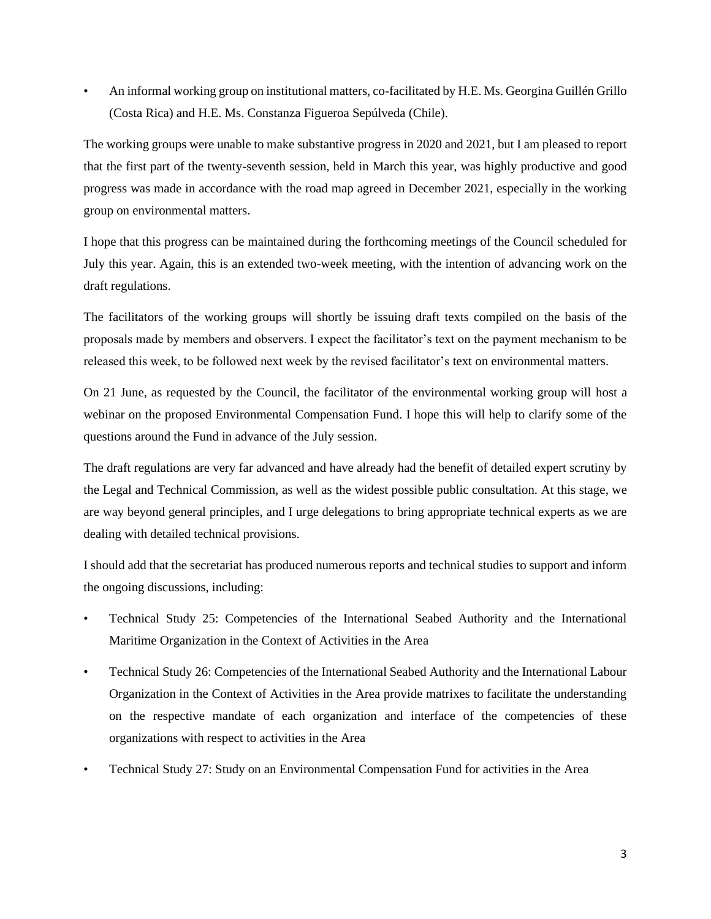- An informal working group on institutional matters, co-facilitated by H.E. Ms. Georgina Guillén Grillo (Costa Rica) and H.E. Ms. Constanza Figueroa Sepúlveda (Chile).

The working groups were unable to make substantive progress in 2020 and 2021, but I am pleased to report that the first part of the twenty-seventh session, held in March this year, was highly productive and good progress was made in accordance with the road map agreed in December 2021, especially in the working group on environmental matters.

I hope that this progress can be maintained during the forthcoming meetings of the Council scheduled for July this year. Again, this is an extended two-week meeting, with the intention of advancing work on the draft regulations.

The facilitators of the working groups will shortly be issuing draft texts compiled on the basis of the proposals made by members and observers. I expect the facilitator's text on the payment mechanism to be released this week, to be followed next week by the revised facilitator's text on environmental matters.

On 21 June, as requested by the Council, the facilitator of the environmental working group will host a webinar on the proposed Environmental Compensation Fund. I hope this will help to clarify some of the questions around the Fund in advance of the July session.

The draft regulations are very far advanced and have already had the benefit of detailed expert scrutiny by the Legal and Technical Commission, as well as the widest possible public consultation. At this stage, we are way beyond general principles, and I urge delegations to bring appropriate technical experts as we are dealing with detailed technical provisions.

I should add that the secretariat has produced numerous reports and technical studies to support and inform the ongoing discussions, including:

- Technical Study 25: Competencies of the International Seabed Authority and the International Maritime Organization in the Context of Activities in the Area
- Technical Study 26: Competencies of the International Seabed Authority and the International Labour Organization in the Context of Activities in the Area provide matrixes to facilitate the understanding on the respective mandate of each organization and interface of the competencies of these organizations with respect to activities in the Area
- Technical Study 27: Study on an Environmental Compensation Fund for activities in the Area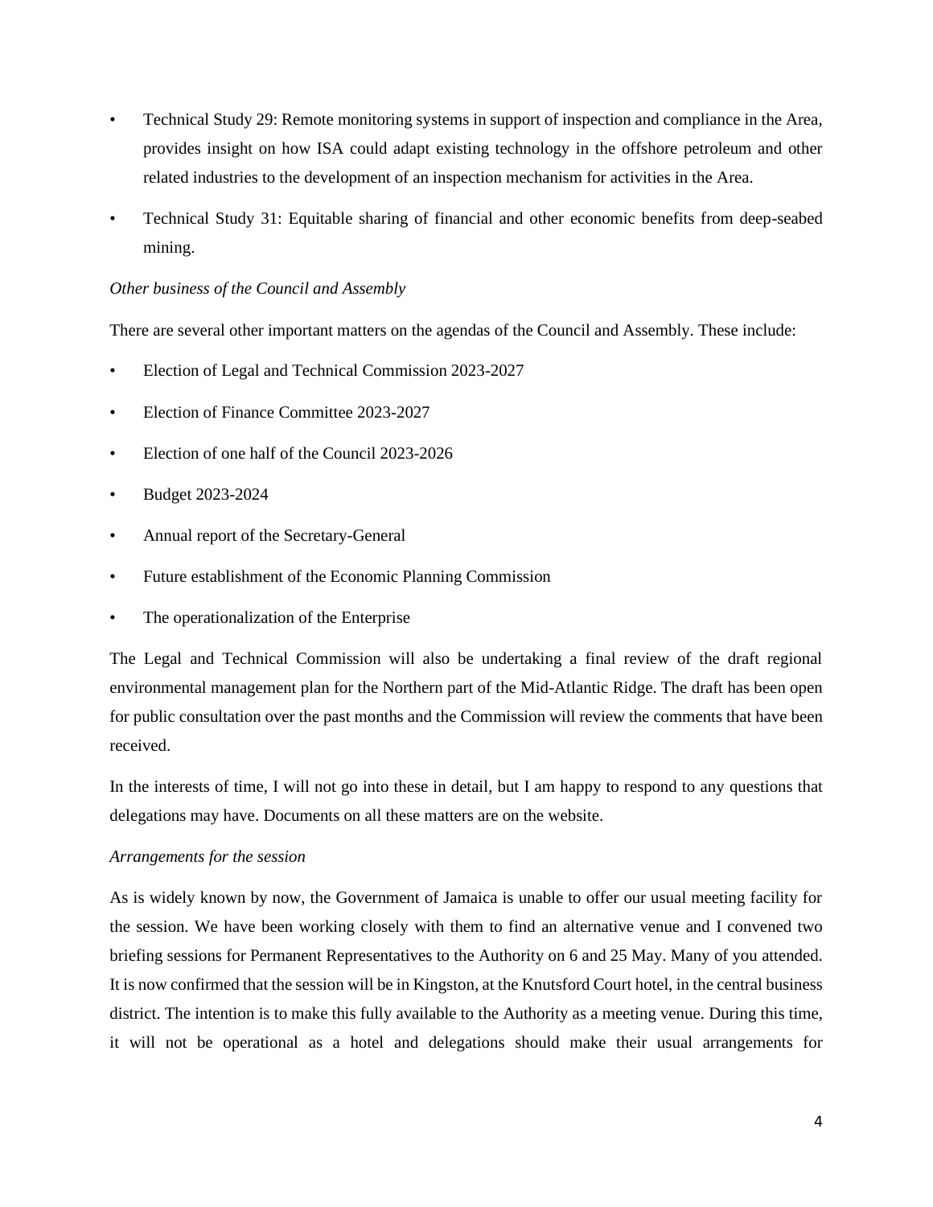- Technical Study 29: Remote monitoring systems in support of inspection and compliance in the Area, provides insight on how ISA could adapt existing technology in the offshore petroleum and other related industries to the development of an inspection mechanism for activities in the Area.
- Technical Study 31: Equitable sharing of financial and other economic benefits from deep-seabed mining.

*Other business of the Council and Assembly*

There are several other important matters on the agendas of the Council and Assembly. These include:

- Election of Legal and Technical Commission 2023-2027
- Election of Finance Committee 2023-2027
- Election of one half of the Council 2023-2026
- Budget 2023-2024
- Annual report of the Secretary-General
- Future establishment of the Economic Planning Commission
- The operationalization of the Enterprise

The Legal and Technical Commission will also be undertaking a final review of the draft regional environmental management plan for the Northern part of the Mid-Atlantic Ridge. The draft has been open for public consultation over the past months and the Commission will review the comments that have been received.

In the interests of time, I will not go into these in detail, but I am happy to respond to any questions that delegations may have. Documents on all these matters are on the website.

*Arrangements for the session*

As is widely known by now, the Government of Jamaica is unable to offer our usual meeting facility for the session. We have been working closely with them to find an alternative venue and I convened two briefing sessions for Permanent Representatives to the Authority on 6 and 25 May. Many of you attended. It is now confirmed that the session will be in Kingston, at the Knutsford Court hotel, in the central business district. The intention is to make this fully available to the Authority as a meeting venue. During this time, it will not be operational as a hotel and delegations should make their usual arrangements for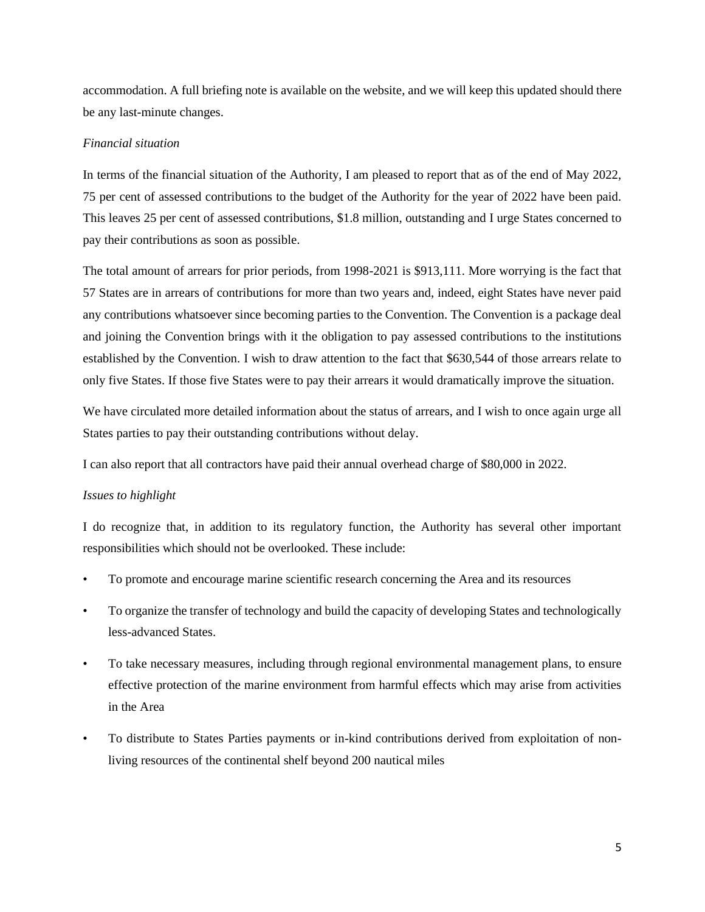accommodation. A full briefing note is available on the website, and we will keep this updated should there be any last-minute changes.

*Financial situation*

In terms of the financial situation of the Authority, I am pleased to report that as of the end of May 2022, 75 per cent of assessed contributions to the budget of the Authority for the year of 2022 have been paid. This leaves 25 per cent of assessed contributions, $1.8 million, outstanding and I urge States concerned to pay their contributions as soon as possible.

The total amount of arrears for prior periods, from 1998-2021 is $913,111. More worrying is the fact that 57 States are in arrears of contributions for more than two years and, indeed, eight States have never paid any contributions whatsoever since becoming parties to the Convention. The Convention is a package deal and joining the Convention brings with it the obligation to pay assessed contributions to the institutions established by the Convention. I wish to draw attention to the fact that $630,544 of those arrears relate to only five States. If those five States were to pay their arrears it would dramatically improve the situation.

We have circulated more detailed information about the status of arrears, and I wish to once again urge all States parties to pay their outstanding contributions without delay.

I can also report that all contractors have paid their annual overhead charge of $80,000 in 2022.

*Issues to highlight*

I do recognize that, in addition to its regulatory function, the Authority has several other important responsibilities which should not be overlooked. These include:

- To promote and encourage marine scientific research concerning the Area and its resources
- To organize the transfer of technology and build the capacity of developing States and technologically less-advanced States.
- To take necessary measures, including through regional environmental management plans, to ensure effective protection of the marine environment from harmful effects which may arise from activities in the Area
- To distribute to States Parties payments or in-kind contributions derived from exploitation of non-living resources of the continental shelf beyond 200 nautical miles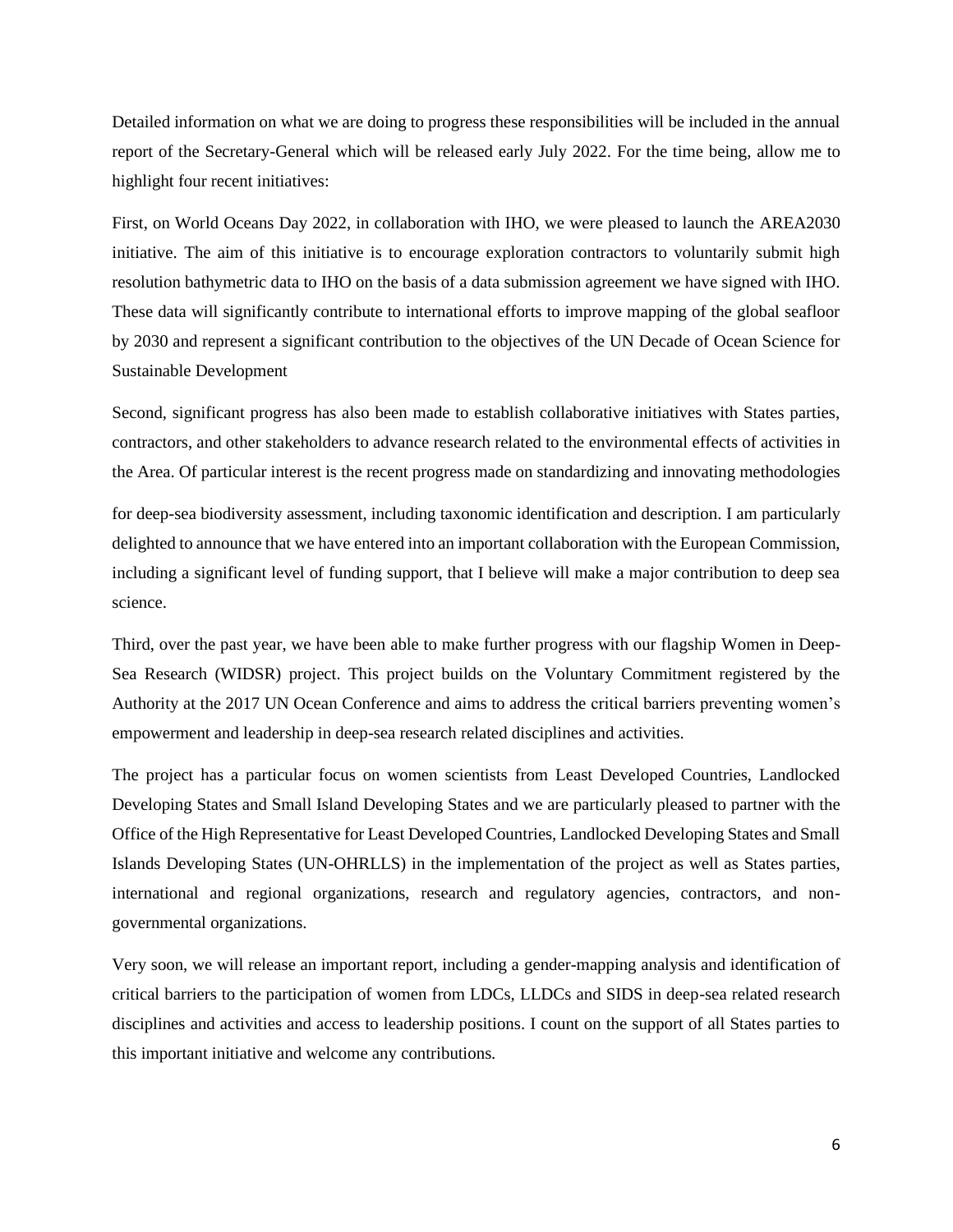Detailed information on what we are doing to progress these responsibilities will be included in the annual report of the Secretary-General which will be released early July 2022. For the time being, allow me to highlight four recent initiatives:

First, on World Oceans Day 2022, in collaboration with IHO, we were pleased to launch the AREA2030 initiative. The aim of this initiative is to encourage exploration contractors to voluntarily submit high resolution bathymetric data to IHO on the basis of a data submission agreement we have signed with IHO. These data will significantly contribute to international efforts to improve mapping of the global seafloor by 2030 and represent a significant contribution to the objectives of the UN Decade of Ocean Science for Sustainable Development

Second, significant progress has also been made to establish collaborative initiatives with States parties, contractors, and other stakeholders to advance research related to the environmental effects of activities in the Area. Of particular interest is the recent progress made on standardizing and innovating methodologies for deep-sea biodiversity assessment, including taxonomic identification and description. I am particularly delighted to announce that we have entered into an important collaboration with the European Commission, including a significant level of funding support, that I believe will make a major contribution to deep sea science.

Third, over the past year, we have been able to make further progress with our flagship Women in Deep-Sea Research (WIDSR) project. This project builds on the Voluntary Commitment registered by the Authority at the 2017 UN Ocean Conference and aims to address the critical barriers preventing women's empowerment and leadership in deep-sea research related disciplines and activities.

The project has a particular focus on women scientists from Least Developed Countries, Landlocked Developing States and Small Island Developing States and we are particularly pleased to partner with the Office of the High Representative for Least Developed Countries, Landlocked Developing States and Small Islands Developing States (UN-OHRLLS) in the implementation of the project as well as States parties, international and regional organizations, research and regulatory agencies, contractors, and non-governmental organizations.

Very soon, we will release an important report, including a gender-mapping analysis and identification of critical barriers to the participation of women from LDCs, LLDCs and SIDS in deep-sea related research disciplines and activities and access to leadership positions. I count on the support of all States parties to this important initiative and welcome any contributions.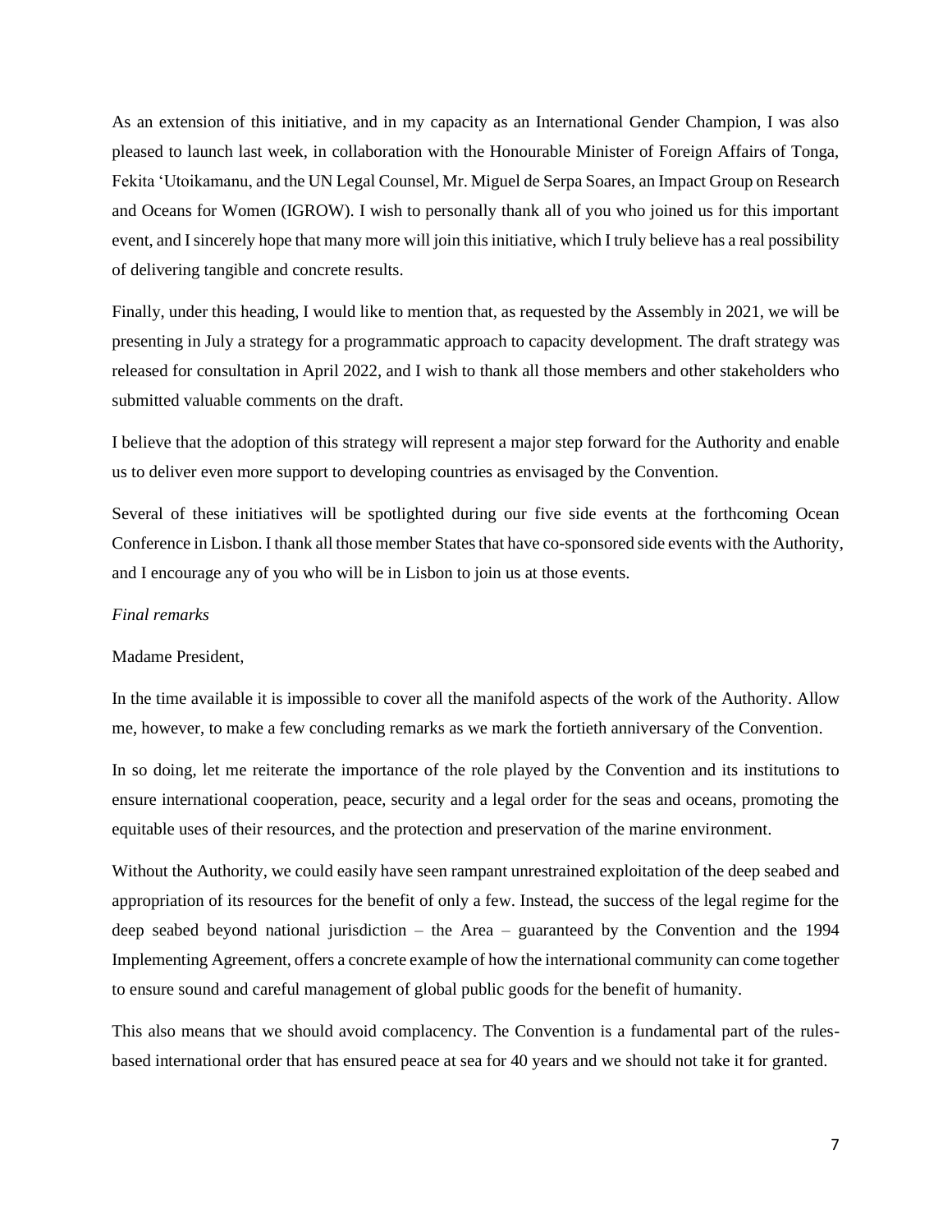As an extension of this initiative, and in my capacity as an International Gender Champion, I was also pleased to launch last week, in collaboration with the Honourable Minister of Foreign Affairs of Tonga, Fekita ʻUtoikamanu, and the UN Legal Counsel, Mr. Miguel de Serpa Soares, an Impact Group on Research and Oceans for Women (IGROW). I wish to personally thank all of you who joined us for this important event, and I sincerely hope that many more will join this initiative, which I truly believe has a real possibility of delivering tangible and concrete results.

Finally, under this heading, I would like to mention that, as requested by the Assembly in 2021, we will be presenting in July a strategy for a programmatic approach to capacity development. The draft strategy was released for consultation in April 2022, and I wish to thank all those members and other stakeholders who submitted valuable comments on the draft.

I believe that the adoption of this strategy will represent a major step forward for the Authority and enable us to deliver even more support to developing countries as envisaged by the Convention.

Several of these initiatives will be spotlighted during our five side events at the forthcoming Ocean Conference in Lisbon. I thank all those member States that have co-sponsored side events with the Authority, and I encourage any of you who will be in Lisbon to join us at those events.

*Final remarks*

Madame President,

In the time available it is impossible to cover all the manifold aspects of the work of the Authority. Allow me, however, to make a few concluding remarks as we mark the fortieth anniversary of the Convention.

In so doing, let me reiterate the importance of the role played by the Convention and its institutions to ensure international cooperation, peace, security and a legal order for the seas and oceans, promoting the equitable uses of their resources, and the protection and preservation of the marine environment.

Without the Authority, we could easily have seen rampant unrestrained exploitation of the deep seabed and appropriation of its resources for the benefit of only a few. Instead, the success of the legal regime for the deep seabed beyond national jurisdiction – the Area – guaranteed by the Convention and the 1994 Implementing Agreement, offers a concrete example of how the international community can come together to ensure sound and careful management of global public goods for the benefit of humanity.

This also means that we should avoid complacency. The Convention is a fundamental part of the rules-based international order that has ensured peace at sea for 40 years and we should not take it for granted.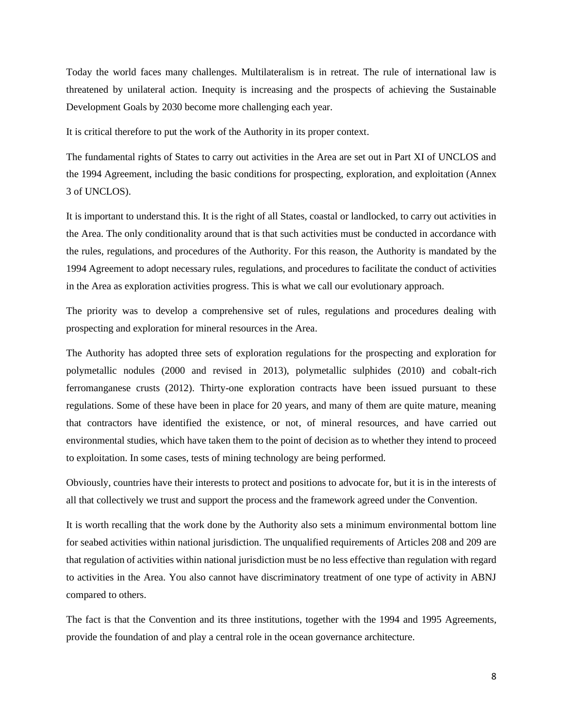Today the world faces many challenges. Multilateralism is in retreat. The rule of international law is threatened by unilateral action. Inequity is increasing and the prospects of achieving the Sustainable Development Goals by 2030 become more challenging each year.

It is critical therefore to put the work of the Authority in its proper context.

The fundamental rights of States to carry out activities in the Area are set out in Part XI of UNCLOS and the 1994 Agreement, including the basic conditions for prospecting, exploration, and exploitation (Annex 3 of UNCLOS).

It is important to understand this. It is the right of all States, coastal or landlocked, to carry out activities in the Area. The only conditionality around that is that such activities must be conducted in accordance with the rules, regulations, and procedures of the Authority. For this reason, the Authority is mandated by the 1994 Agreement to adopt necessary rules, regulations, and procedures to facilitate the conduct of activities in the Area as exploration activities progress. This is what we call our evolutionary approach.

The priority was to develop a comprehensive set of rules, regulations and procedures dealing with prospecting and exploration for mineral resources in the Area.

The Authority has adopted three sets of exploration regulations for the prospecting and exploration for polymetallic nodules (2000 and revised in 2013), polymetallic sulphides (2010) and cobalt-rich ferromanganese crusts (2012). Thirty-one exploration contracts have been issued pursuant to these regulations. Some of these have been in place for 20 years, and many of them are quite mature, meaning that contractors have identified the existence, or not, of mineral resources, and have carried out environmental studies, which have taken them to the point of decision as to whether they intend to proceed to exploitation. In some cases, tests of mining technology are being performed.

Obviously, countries have their interests to protect and positions to advocate for, but it is in the interests of all that collectively we trust and support the process and the framework agreed under the Convention.

It is worth recalling that the work done by the Authority also sets a minimum environmental bottom line for seabed activities within national jurisdiction. The unqualified requirements of Articles 208 and 209 are that regulation of activities within national jurisdiction must be no less effective than regulation with regard to activities in the Area. You also cannot have discriminatory treatment of one type of activity in ABNJ compared to others.

The fact is that the Convention and its three institutions, together with the 1994 and 1995 Agreements, provide the foundation of and play a central role in the ocean governance architecture.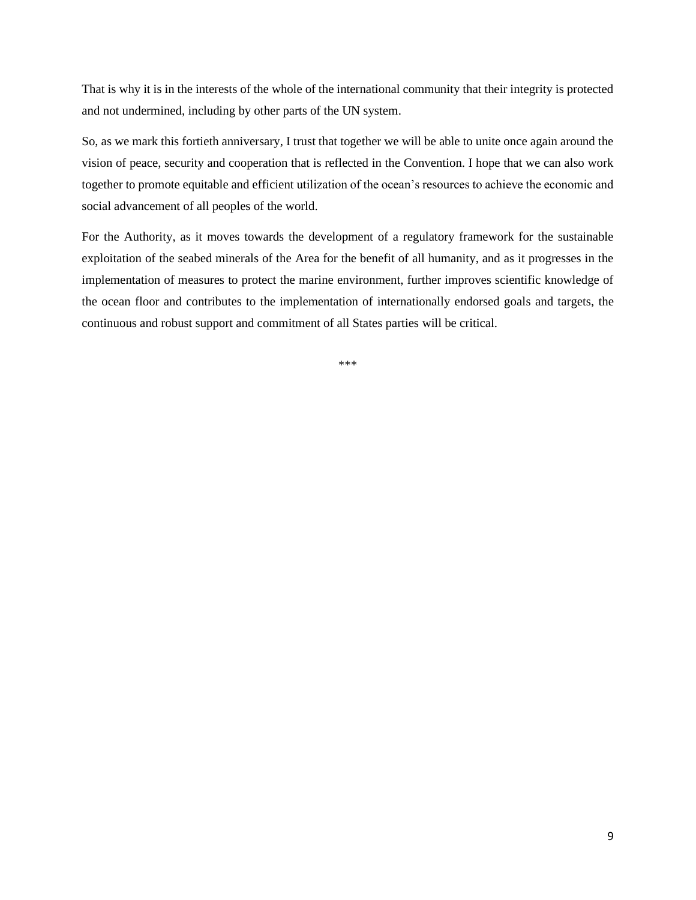That is why it is in the interests of the whole of the international community that their integrity is protected and not undermined, including by other parts of the UN system.

So, as we mark this fortieth anniversary, I trust that together we will be able to unite once again around the vision of peace, security and cooperation that is reflected in the Convention. I hope that we can also work together to promote equitable and efficient utilization of the ocean's resources to achieve the economic and social advancement of all peoples of the world.

For the Authority, as it moves towards the development of a regulatory framework for the sustainable exploitation of the seabed minerals of the Area for the benefit of all humanity, and as it progresses in the implementation of measures to protect the marine environment, further improves scientific knowledge of the ocean floor and contributes to the implementation of internationally endorsed goals and targets, the continuous and robust support and commitment of all States parties will be critical.

***